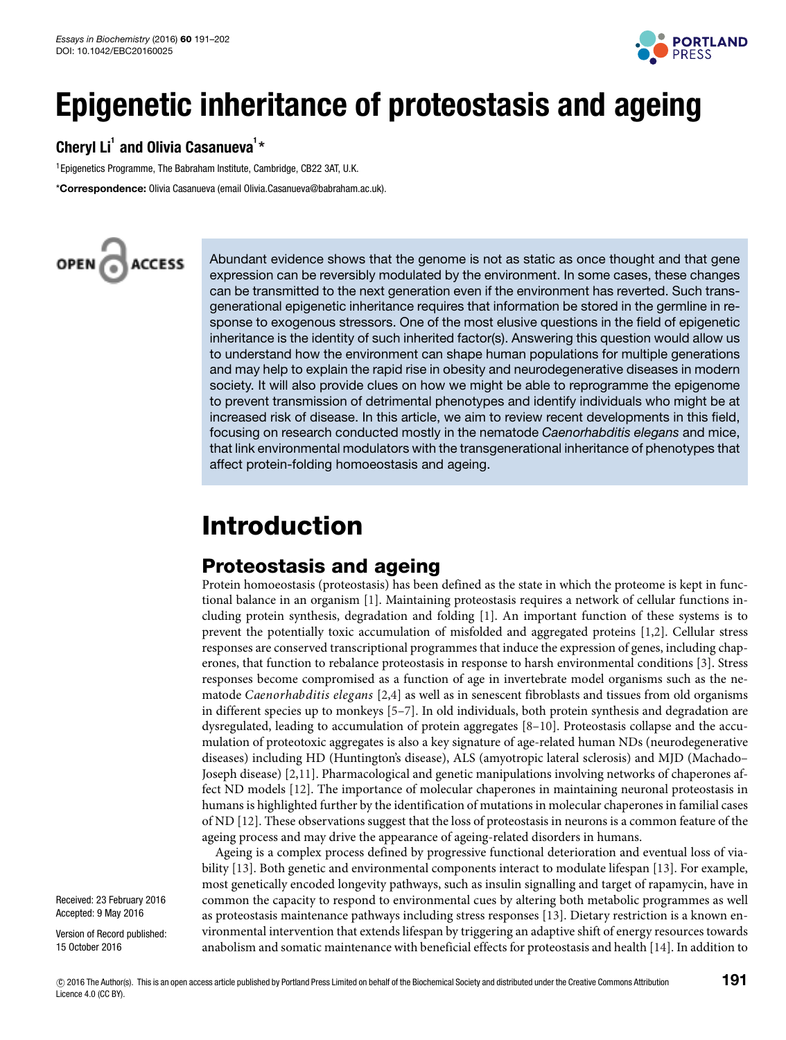# Epigenetic inheritance of proteostasis and ageing

**Cheryl Li[1] and Olivia Casanueva[1]***

[1]Epigenetics Programme, The Babraham Institute, Cambridge, CB22 3AT, U.K.

***Correspondence:** Olivia Casanueva (email Olivia.Casanueva@babraham.ac.uk).

OPEN ACCESS

Abundant evidence shows that the genome is not as static as once thought and that gene expression can be reversibly modulated by the environment. In some cases, these changes can be transmitted to the next generation even if the environment has reverted. Such transgenerational epigenetic inheritance requires that information be stored in the germline in response to exogenous stressors. One of the most elusive questions in the field of epigenetic inheritance is the identity of such inherited factor(s). Answering this question would allow us to understand how the environment can shape human populations for multiple generations and may help to explain the rapid rise in obesity and neurodegenerative diseases in modern society. It will also provide clues on how we might be able to reprogramme the epigenome to prevent transmission of detrimental phenotypes and identify individuals who might be at increased risk of disease. In this article, we aim to review recent developments in this field, focusing on research conducted mostly in the nematode *Caenorhabditis elegans* and mice, that link environmental modulators with the transgenerational inheritance of phenotypes that affect protein-folding homoeostasis and ageing.

Received: 23 February 2016
Accepted: 9 May 2016

Version of Record published: 15 October 2016

# Introduction

## Proteostasis and ageing

Protein homoeostasis (proteostasis) has been defined as the state in which the proteome is kept in functional balance in an organism [1]. Maintaining proteostasis requires a network of cellular functions including protein synthesis, degradation and folding [1]. An important function of these systems is to prevent the potentially toxic accumulation of misfolded and aggregated proteins [1,2]. Cellular stress responses are conserved transcriptional programmes that induce the expression of genes, including chaperones, that function to rebalance proteostasis in response to harsh environmental conditions [3]. Stress responses become compromised as a function of age in invertebrate model organisms such as the nematode *Caenorhabditis elegans* [2,4] as well as in senescent fibroblasts and tissues from old organisms in different species up to monkeys [5–7]. In old individuals, both protein synthesis and degradation are dysregulated, leading to accumulation of protein aggregates [8–10]. Proteostasis collapse and the accumulation of proteotoxic aggregates is also a key signature of age-related human NDs (neurodegenerative diseases) including HD (Huntington's disease), ALS (amyotropic lateral sclerosis) and MJD (Machado–Joseph disease) [2,11]. Pharmacological and genetic manipulations involving networks of chaperones affect ND models [12]. The importance of molecular chaperones in maintaining neuronal proteostasis in humans is highlighted further by the identification of mutations in molecular chaperones in familial cases of ND [12]. These observations suggest that the loss of proteostasis in neurons is a common feature of the ageing process and may drive the appearance of ageing-related disorders in humans.

Ageing is a complex process defined by progressive functional deterioration and eventual loss of viability [13]. Both genetic and environmental components interact to modulate lifespan [13]. For example, most genetically encoded longevity pathways, such as insulin signalling and target of rapamycin, have in common the capacity to respond to environmental cues by altering both metabolic programmes as well as proteostasis maintenance pathways including stress responses [13]. Dietary restriction is a known environmental intervention that extends lifespan by triggering an adaptive shift of energy resources towards anabolism and somatic maintenance with beneficial effects for proteostasis and health [14]. In addition to

© 2016 The Author(s). This is an open access article published by Portland Press Limited on behalf of the Biochemical Society and distributed under the Creative Commons Attribution Licence 4.0 (CC BY).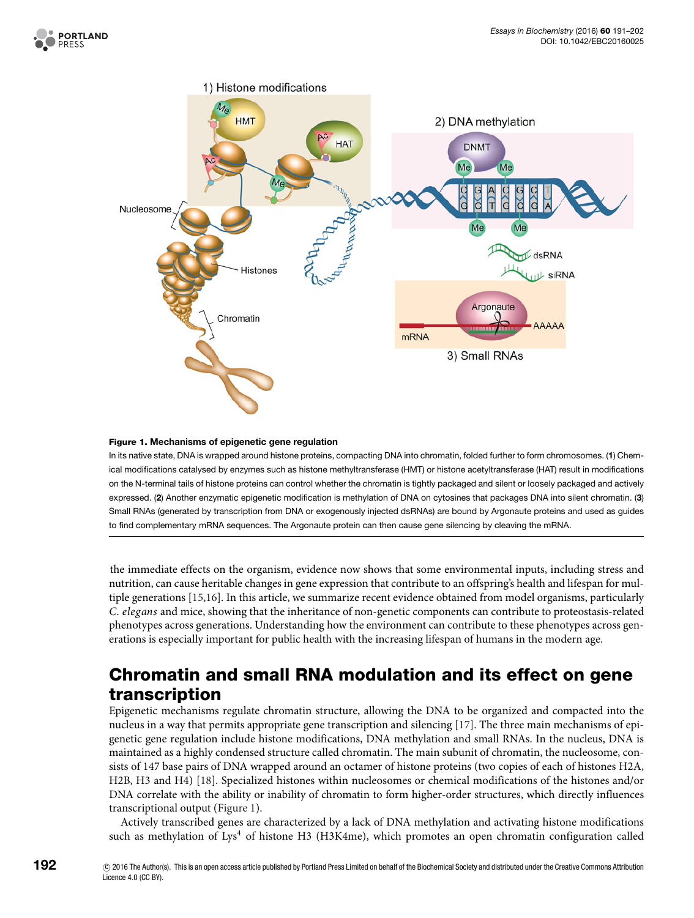**Figure 1. Mechanisms of epigenetic gene regulation**

In its native state, DNA is wrapped around histone proteins, compacting DNA into chromatin, folded further to form chromosomes. (**1**) Chemical modifications catalysed by enzymes such as histone methyltransferase (HMT) or histone acetyltransferase (HAT) result in modifications on the N-terminal tails of histone proteins can control whether the chromatin is tightly packaged and silent or loosely packaged and actively expressed. (**2**) Another enzymatic epigenetic modification is methylation of DNA on cytosines that packages DNA into silent chromatin. (**3**) Small RNAs (generated by transcription from DNA or exogenously injected dsRNAs) are bound by Argonaute proteins and used as guides to find complementary mRNA sequences. The Argonaute protein can then cause gene silencing by cleaving the mRNA.

the immediate effects on the organism, evidence now shows that some environmental inputs, including stress and nutrition, can cause heritable changes in gene expression that contribute to an offspring's health and lifespan for multiple generations [15,16]. In this article, we summarize recent evidence obtained from model organisms, particularly *C. elegans* and mice, showing that the inheritance of non-genetic components can contribute to proteostasis-related phenotypes across generations. Understanding how the environment can contribute to these phenotypes across generations is especially important for public health with the increasing lifespan of humans in the modern age.

## Chromatin and small RNA modulation and its effect on gene transcription

Epigenetic mechanisms regulate chromatin structure, allowing the DNA to be organized and compacted into the nucleus in a way that permits appropriate gene transcription and silencing [17]. The three main mechanisms of epigenetic gene regulation include histone modifications, DNA methylation and small RNAs. In the nucleus, DNA is maintained as a highly condensed structure called chromatin. The main subunit of chromatin, the nucleosome, consists of 147 base pairs of DNA wrapped around an octamer of histone proteins (two copies of each of histones H2A, H2B, H3 and H4) [18]. Specialized histones within nucleosomes or chemical modifications of the histones and/or DNA correlate with the ability or inability of chromatin to form higher-order structures, which directly influences transcriptional output (Figure 1).

Actively transcribed genes are characterized by a lack of DNA methylation and activating histone modifications such as methylation of $Lys^4$ of histone H3 (H3K4me), which promotes an open chromatin configuration called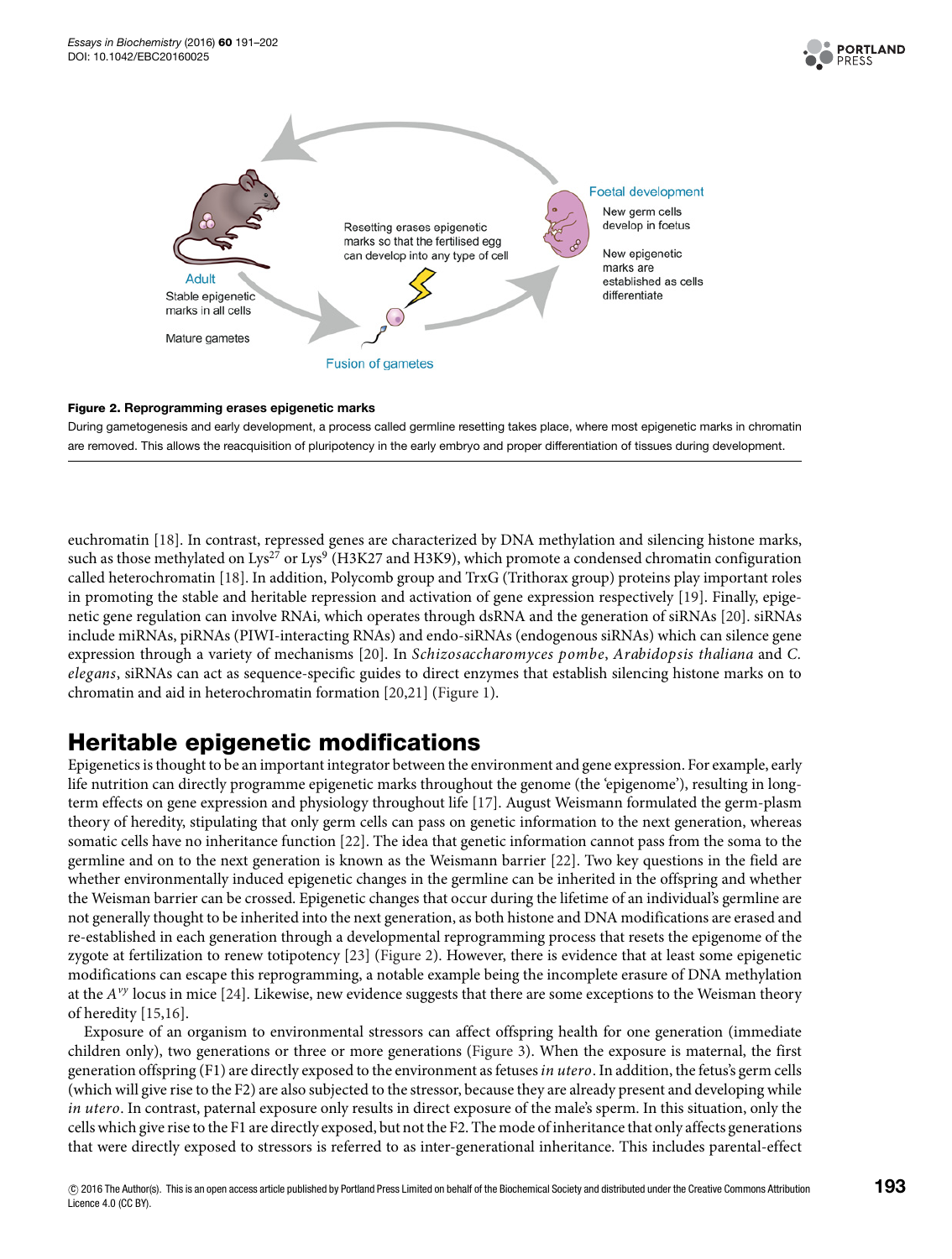**Figure 2. Reprogramming erases epigenetic marks**

During gametogenesis and early development, a process called germline resetting takes place, where most epigenetic marks in chromatin are removed. This allows the reacquisition of pluripotency in the early embryo and proper differentiation of tissues during development.

euchromatin [18]. In contrast, repressed genes are characterized by DNA methylation and silencing histone marks, such as those methylated on $Lys^{27}$ or $Lys^{9}$ (H3K27 and H3K9), which promote a condensed chromatin configuration called heterochromatin [18]. In addition, Polycomb group and TrxG (Trithorax group) proteins play important roles in promoting the stable and heritable repression and activation of gene expression respectively [19]. Finally, epigenetic gene regulation can involve RNAi, which operates through dsRNA and the generation of siRNAs [20]. siRNAs include miRNAs, piRNAs (PIWI-interacting RNAs) and endo-siRNAs (endogenous siRNAs) which can silence gene expression through a variety of mechanisms [20]. In *Schizosaccharomyces pombe*, *Arabidopsis thaliana* and *C. elegans*, siRNAs can act as sequence-specific guides to direct enzymes that establish silencing histone marks on to chromatin and aid in heterochromatin formation [20,21] (Figure 1).

## Heritable epigenetic modifications

Epigenetics is thought to be an important integrator between the environment and gene expression. For example, early life nutrition can directly programme epigenetic marks throughout the genome (the 'epigenome'), resulting in long-term effects on gene expression and physiology throughout life [17]. August Weismann formulated the germ-plasm theory of heredity, stipulating that only germ cells can pass on genetic information to the next generation, whereas somatic cells have no inheritance function [22]. The idea that genetic information cannot pass from the soma to the germline and on to the next generation is known as the Weismann barrier [22]. Two key questions in the field are whether environmentally induced epigenetic changes in the germline can be inherited in the offspring and whether the Weisman barrier can be crossed. Epigenetic changes that occur during the lifetime of an individual's germline are not generally thought to be inherited into the next generation, as both histone and DNA modifications are erased and re-established in each generation through a developmental reprogramming process that resets the epigenome of the zygote at fertilization to renew totipotency [23] (Figure 2). However, there is evidence that at least some epigenetic modifications can escape this reprogramming, a notable example being the incomplete erasure of DNA methylation at the $A^{vy}$ locus in mice [24]. Likewise, new evidence suggests that there are some exceptions to the Weisman theory of heredity [15,16].

Exposure of an organism to environmental stressors can affect offspring health for one generation (immediate children only), two generations or three or more generations (Figure 3). When the exposure is maternal, the first generation offspring (F1) are directly exposed to the environment as fetuses *in utero*. In addition, the fetus's germ cells (which will give rise to the F2) are also subjected to the stressor, because they are already present and developing while *in utero*. In contrast, paternal exposure only results in direct exposure of the male's sperm. In this situation, only the cells which give rise to the F1 are directly exposed, but not the F2. The mode of inheritance that only affects generations that were directly exposed to stressors is referred to as inter-generational inheritance. This includes parental-effect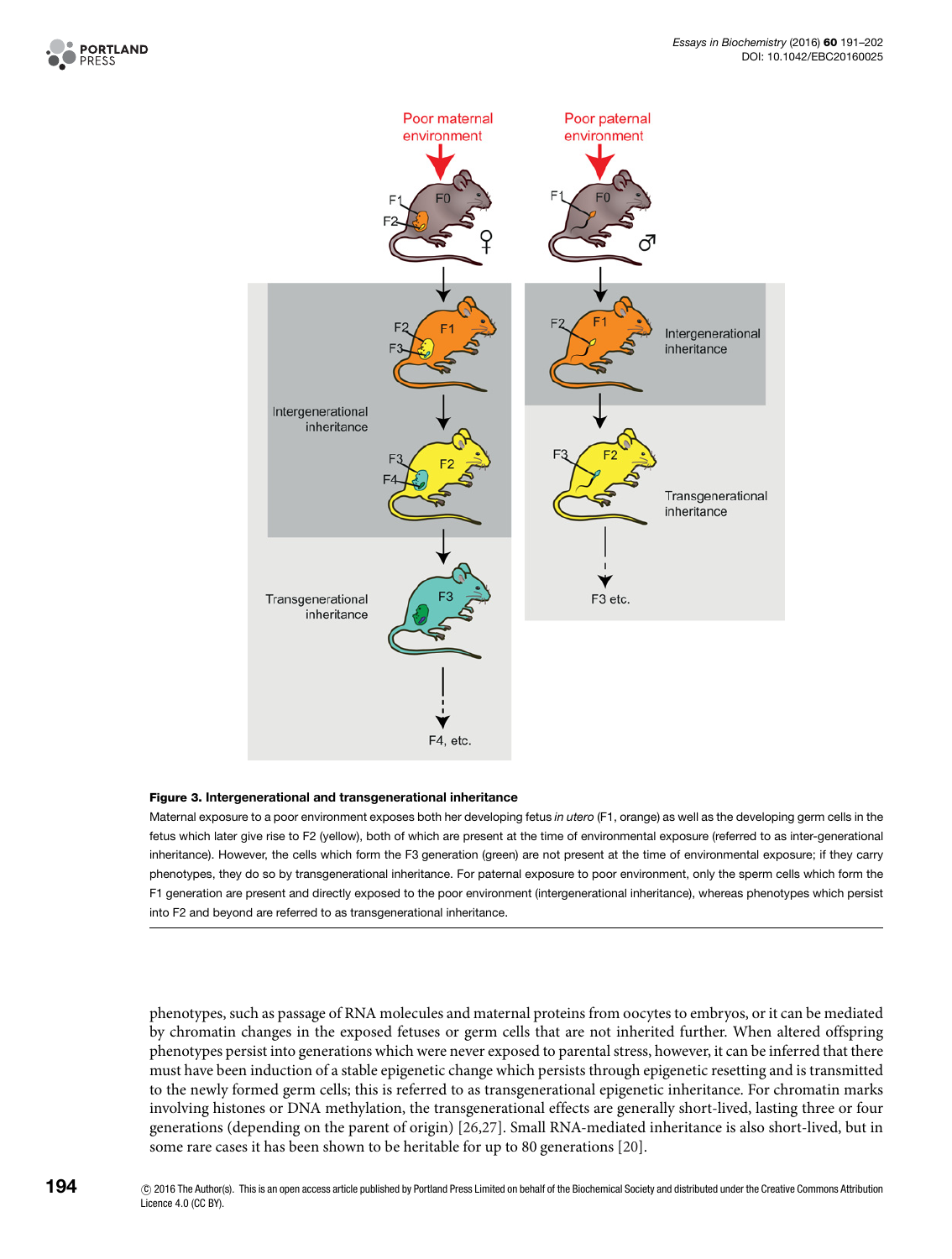**Figure 3. Intergenerational and transgenerational inheritance**

Maternal exposure to a poor environment exposes both her developing fetus *in utero* (F1, orange) as well as the developing germ cells in the fetus which later give rise to F2 (yellow), both of which are present at the time of environmental exposure (referred to as inter-generational inheritance). However, the cells which form the F3 generation (green) are not present at the time of environmental exposure; if they carry phenotypes, they do so by transgenerational inheritance. For paternal exposure to poor environment, only the sperm cells which form the F1 generation are present and directly exposed to the poor environment (intergenerational inheritance), whereas phenotypes which persist into F2 and beyond are referred to as transgenerational inheritance.

phenotypes, such as passage of RNA molecules and maternal proteins from oocytes to embryos, or it can be mediated by chromatin changes in the exposed fetuses or germ cells that are not inherited further. When altered offspring phenotypes persist into generations which were never exposed to parental stress, however, it can be inferred that there must have been induction of a stable epigenetic change which persists through epigenetic resetting and is transmitted to the newly formed germ cells; this is referred to as transgenerational epigenetic inheritance. For chromatin marks involving histones or DNA methylation, the transgenerational effects are generally short-lived, lasting three or four generations (depending on the parent of origin) [26,27]. Small RNA-mediated inheritance is also short-lived, but in some rare cases it has been shown to be heritable for up to 80 generations [20].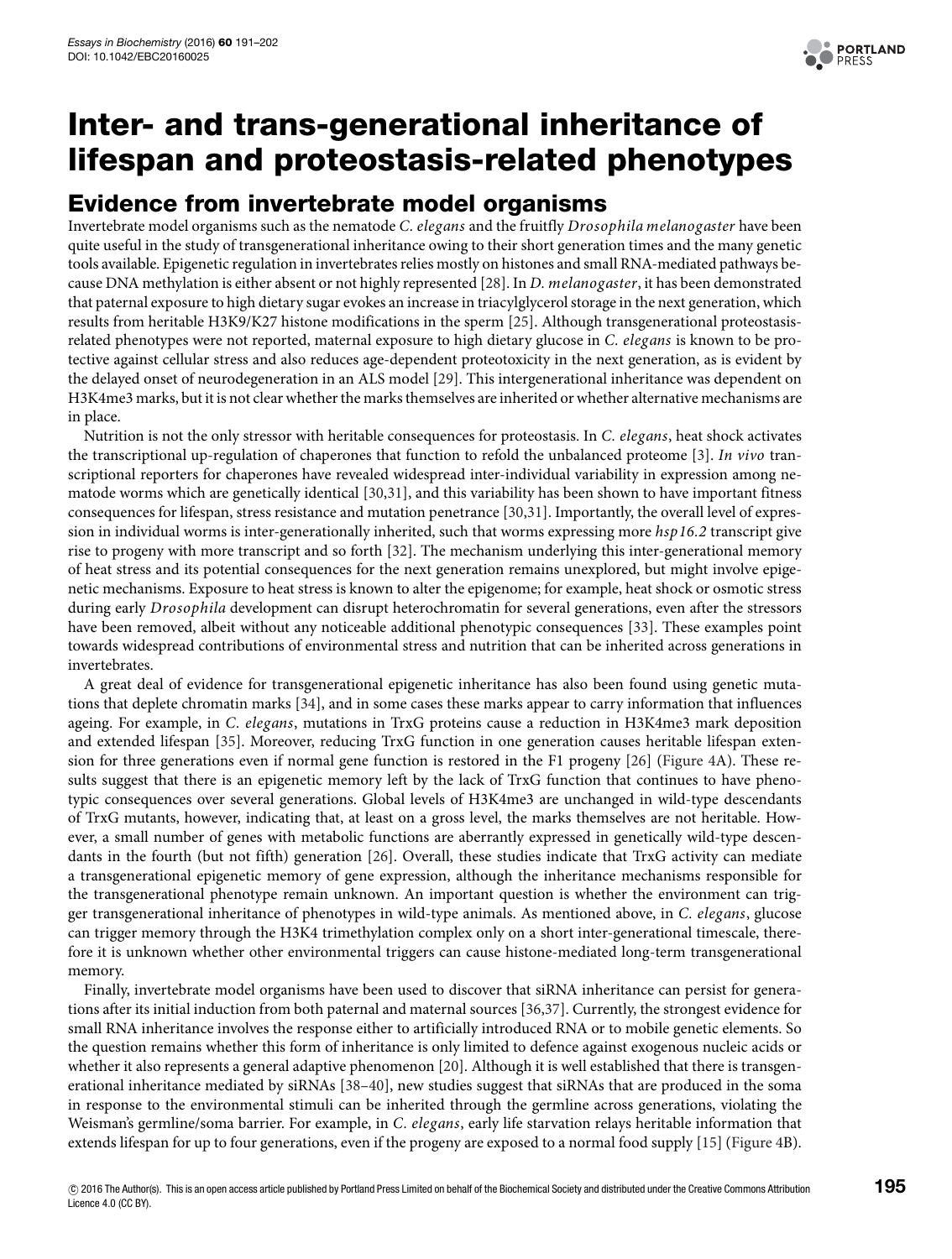## Evidence from invertebrate model organisms

Invertebrate model organisms such as the nematode *C. elegans* and the fruitfly *Drosophila melanogaster* have been quite useful in the study of transgenerational inheritance owing to their short generation times and the many genetic tools available. Epigenetic regulation in invertebrates relies mostly on histones and small RNA-mediated pathways because DNA methylation is either absent or not highly represented [28]. In *D. melanogaster*, it has been demonstrated that paternal exposure to high dietary sugar evokes an increase in triacylglycerol storage in the next generation, which results from heritable H3K9/K27 histone modifications in the sperm [25]. Although transgenerational proteostasis-related phenotypes were not reported, maternal exposure to high dietary glucose in *C. elegans* is known to be protective against cellular stress and also reduces age-dependent proteotoxicity in the next generation, as is evident by the delayed onset of neurodegeneration in an ALS model [29]. This intergenerational inheritance was dependent on H3K4me3 marks, but it is not clear whether the marks themselves are inherited or whether alternative mechanisms are in place.

Nutrition is not the only stressor with heritable consequences for proteostasis. In *C. elegans*, heat shock activates the transcriptional up-regulation of chaperones that function to refold the unbalanced proteome [3]. *In vivo* transcriptional reporters for chaperones have revealed widespread inter-individual variability in expression among nematode worms which are genetically identical [30,31], and this variability has been shown to have important fitness consequences for lifespan, stress resistance and mutation penetrance [30,31]. Importantly, the overall level of expression in individual worms is inter-generationally inherited, such that worms expressing more *hsp16.2* transcript give rise to progeny with more transcript and so forth [32]. The mechanism underlying this inter-generational memory of heat stress and its potential consequences for the next generation remains unexplored, but might involve epigenetic mechanisms. Exposure to heat stress is known to alter the epigenome; for example, heat shock or osmotic stress during early *Drosophila* development can disrupt heterochromatin for several generations, even after the stressors have been removed, albeit without any noticeable additional phenotypic consequences [33]. These examples point towards widespread contributions of environmental stress and nutrition that can be inherited across generations in invertebrates.

A great deal of evidence for transgenerational epigenetic inheritance has also been found using genetic mutations that deplete chromatin marks [34], and in some cases these marks appear to carry information that influences ageing. For example, in *C. elegans*, mutations in TrxG proteins cause a reduction in H3K4me3 mark deposition and extended lifespan [35]. Moreover, reducing TrxG function in one generation causes heritable lifespan extension for three generations even if normal gene function is restored in the F1 progeny [26] (Figure 4A). These results suggest that there is an epigenetic memory left by the lack of TrxG function that continues to have phenotypic consequences over several generations. Global levels of H3K4me3 are unchanged in wild-type descendants of TrxG mutants, however, indicating that, at least on a gross level, the marks themselves are not heritable. However, a small number of genes with metabolic functions are aberrantly expressed in genetically wild-type descendants in the fourth (but not fifth) generation [26]. Overall, these studies indicate that TrxG activity can mediate a transgenerational epigenetic memory of gene expression, although the inheritance mechanisms responsible for the transgenerational phenotype remain unknown. An important question is whether the environment can trigger transgenerational inheritance of phenotypes in wild-type animals. As mentioned above, in *C. elegans*, glucose can trigger memory through the H3K4 trimethylation complex only on a short inter-generational timescale, therefore it is unknown whether other environmental triggers can cause histone-mediated long-term transgenerational memory.

Finally, invertebrate model organisms have been used to discover that siRNA inheritance can persist for generations after its initial induction from both paternal and maternal sources [36,37]. Currently, the strongest evidence for small RNA inheritance involves the response either to artificially introduced RNA or to mobile genetic elements. So the question remains whether this form of inheritance is only limited to defence against exogenous nucleic acids or whether it also represents a general adaptive phenomenon [20]. Although it is well established that there is transgenerational inheritance mediated by siRNAs [38–40], new studies suggest that siRNAs that are produced in the soma in response to the environmental stimuli can be inherited through the germline across generations, violating the Weisman's germline/soma barrier. For example, in *C. elegans*, early life starvation relays heritable information that extends lifespan for up to four generations, even if the progeny are exposed to a normal food supply [15] (Figure 4B).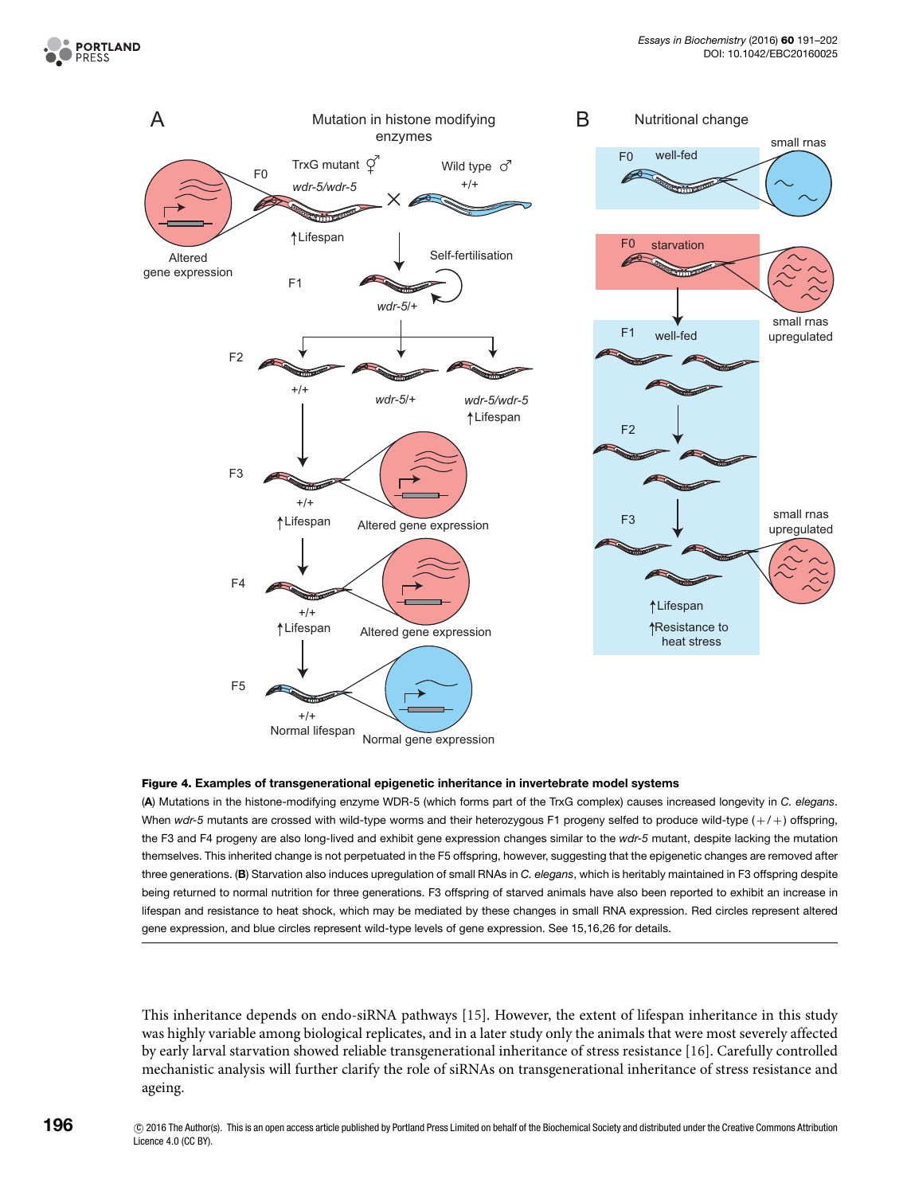**Figure 4. Examples of transgenerational epigenetic inheritance in invertebrate model systems**

(**A**) Mutations in the histone-modifying enzyme WDR-5 (which forms part of the TrxG complex) causes increased longevity in *C. elegans*. When *wdr-5* mutants are crossed with wild-type worms and their heterozygous F1 progeny selfed to produce wild-type (+/+) offspring, the F3 and F4 progeny are also long-lived and exhibit gene expression changes similar to the *wdr-5* mutant, despite lacking the mutation themselves. This inherited change is not perpetuated in the F5 offspring, however, suggesting that the epigenetic changes are removed after three generations. (**B**) Starvation also induces upregulation of small RNAs in *C. elegans*, which is heritably maintained in F3 offspring despite being returned to normal nutrition for three generations. F3 offspring of starved animals have also been reported to exhibit an increase in lifespan and resistance to heat shock, which may be mediated by these changes in small RNA expression. Red circles represent altered gene expression, and blue circles represent wild-type levels of gene expression. See 15,16,26 for details.

This inheritance depends on endo-siRNA pathways [15]. However, the extent of lifespan inheritance in this study was highly variable among biological replicates, and in a later study only the animals that were most severely affected by early larval starvation showed reliable transgenerational inheritance of stress resistance [16]. Carefully controlled mechanistic analysis will further clarify the role of siRNAs on transgenerational inheritance of stress resistance and ageing.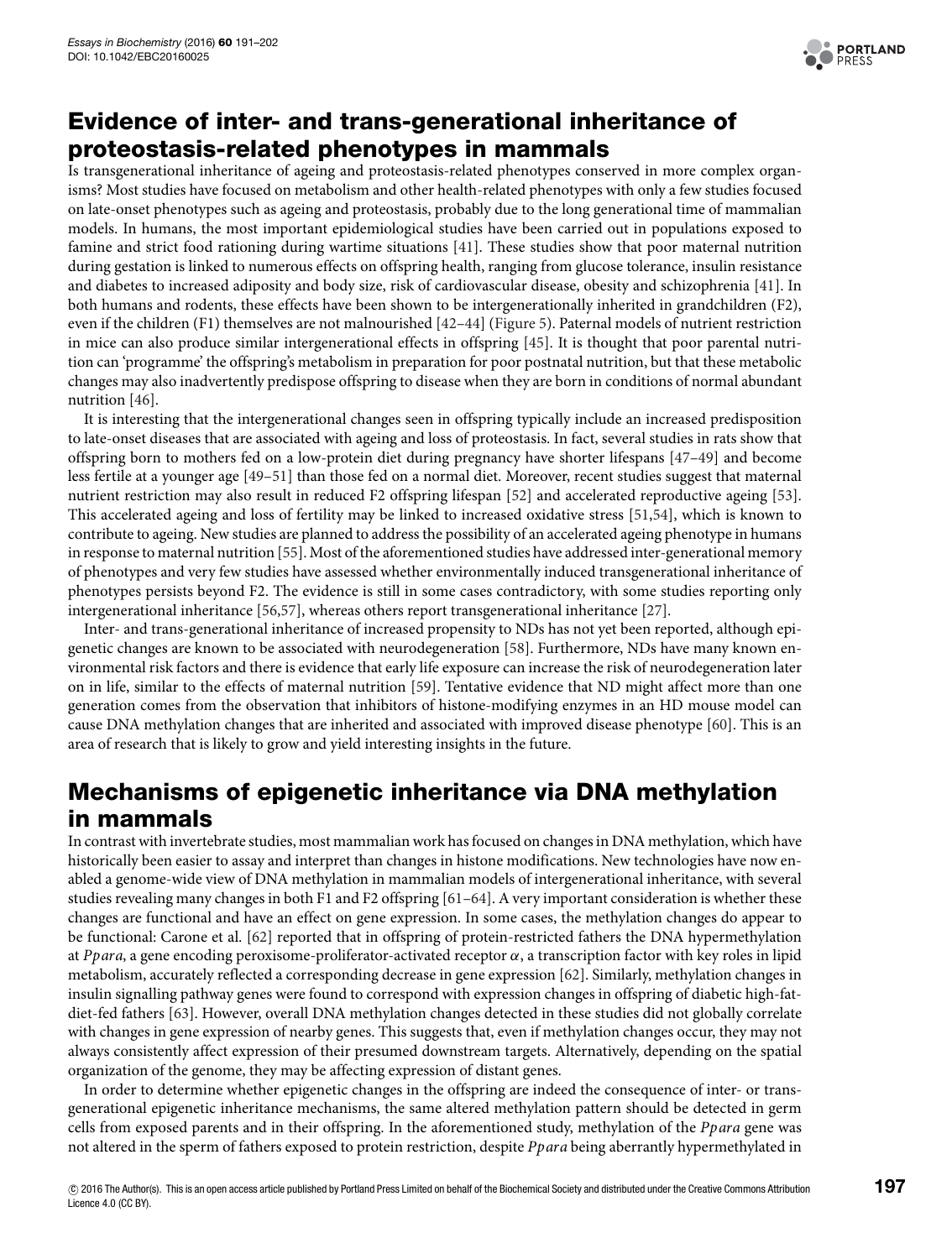## Evidence of inter- and trans-generational inheritance of proteostasis-related phenotypes in mammals

Is transgenerational inheritance of ageing and proteostasis-related phenotypes conserved in more complex organisms? Most studies have focused on metabolism and other health-related phenotypes with only a few studies focused on late-onset phenotypes such as ageing and proteostasis, probably due to the long generational time of mammalian models. In humans, the most important epidemiological studies have been carried out in populations exposed to famine and strict food rationing during wartime situations [41]. These studies show that poor maternal nutrition during gestation is linked to numerous effects on offspring health, ranging from glucose tolerance, insulin resistance and diabetes to increased adiposity and body size, risk of cardiovascular disease, obesity and schizophrenia [41]. In both humans and rodents, these effects have been shown to be intergenerationally inherited in grandchildren (F2), even if the children (F1) themselves are not malnourished [42–44] (Figure 5). Paternal models of nutrient restriction in mice can also produce similar intergenerational effects in offspring [45]. It is thought that poor parental nutrition can 'programme' the offspring's metabolism in preparation for poor postnatal nutrition, but that these metabolic changes may also inadvertently predispose offspring to disease when they are born in conditions of normal abundant nutrition [46].

It is interesting that the intergenerational changes seen in offspring typically include an increased predisposition to late-onset diseases that are associated with ageing and loss of proteostasis. In fact, several studies in rats show that offspring born to mothers fed on a low-protein diet during pregnancy have shorter lifespans [47–49] and become less fertile at a younger age [49–51] than those fed on a normal diet. Moreover, recent studies suggest that maternal nutrient restriction may also result in reduced F2 offspring lifespan [52] and accelerated reproductive ageing [53]. This accelerated ageing and loss of fertility may be linked to increased oxidative stress [51,54], which is known to contribute to ageing. New studies are planned to address the possibility of an accelerated ageing phenotype in humans in response to maternal nutrition [55]. Most of the aforementioned studies have addressed inter-generational memory of phenotypes and very few studies have assessed whether environmentally induced transgenerational inheritance of phenotypes persists beyond F2. The evidence is still in some cases contradictory, with some studies reporting only intergenerational inheritance [56,57], whereas others report transgenerational inheritance [27].

Inter- and trans-generational inheritance of increased propensity to NDs has not yet been reported, although epigenetic changes are known to be associated with neurodegeneration [58]. Furthermore, NDs have many known environmental risk factors and there is evidence that early life exposure can increase the risk of neurodegeneration later on in life, similar to the effects of maternal nutrition [59]. Tentative evidence that ND might affect more than one generation comes from the observation that inhibitors of histone-modifying enzymes in an HD mouse model can cause DNA methylation changes that are inherited and associated with improved disease phenotype [60]. This is an area of research that is likely to grow and yield interesting insights in the future.

## Mechanisms of epigenetic inheritance via DNA methylation in mammals

In contrast with invertebrate studies, most mammalian work has focused on changes in DNA methylation, which have historically been easier to assay and interpret than changes in histone modifications. New technologies have now enabled a genome-wide view of DNA methylation in mammalian models of intergenerational inheritance, with several studies revealing many changes in both F1 and F2 offspring [61–64]. A very important consideration is whether these changes are functional and have an effect on gene expression. In some cases, the methylation changes do appear to be functional: Carone et al. [62] reported that in offspring of protein-restricted fathers the DNA hypermethylation at *Ppara*, a gene encoding peroxisome-proliferator-activated receptor $\alpha$, a transcription factor with key roles in lipid metabolism, accurately reflected a corresponding decrease in gene expression [62]. Similarly, methylation changes in insulin signalling pathway genes were found to correspond with expression changes in offspring of diabetic high-fat-diet-fed fathers [63]. However, overall DNA methylation changes detected in these studies did not globally correlate with changes in gene expression of nearby genes. This suggests that, even if methylation changes occur, they may not always consistently affect expression of their presumed downstream targets. Alternatively, depending on the spatial organization of the genome, they may be affecting expression of distant genes.

In order to determine whether epigenetic changes in the offspring are indeed the consequence of inter- or trans-generational epigenetic inheritance mechanisms, the same altered methylation pattern should be detected in germ cells from exposed parents and in their offspring. In the aforementioned study, methylation of the *Ppara* gene was not altered in the sperm of fathers exposed to protein restriction, despite *Ppara* being aberrantly hypermethylated in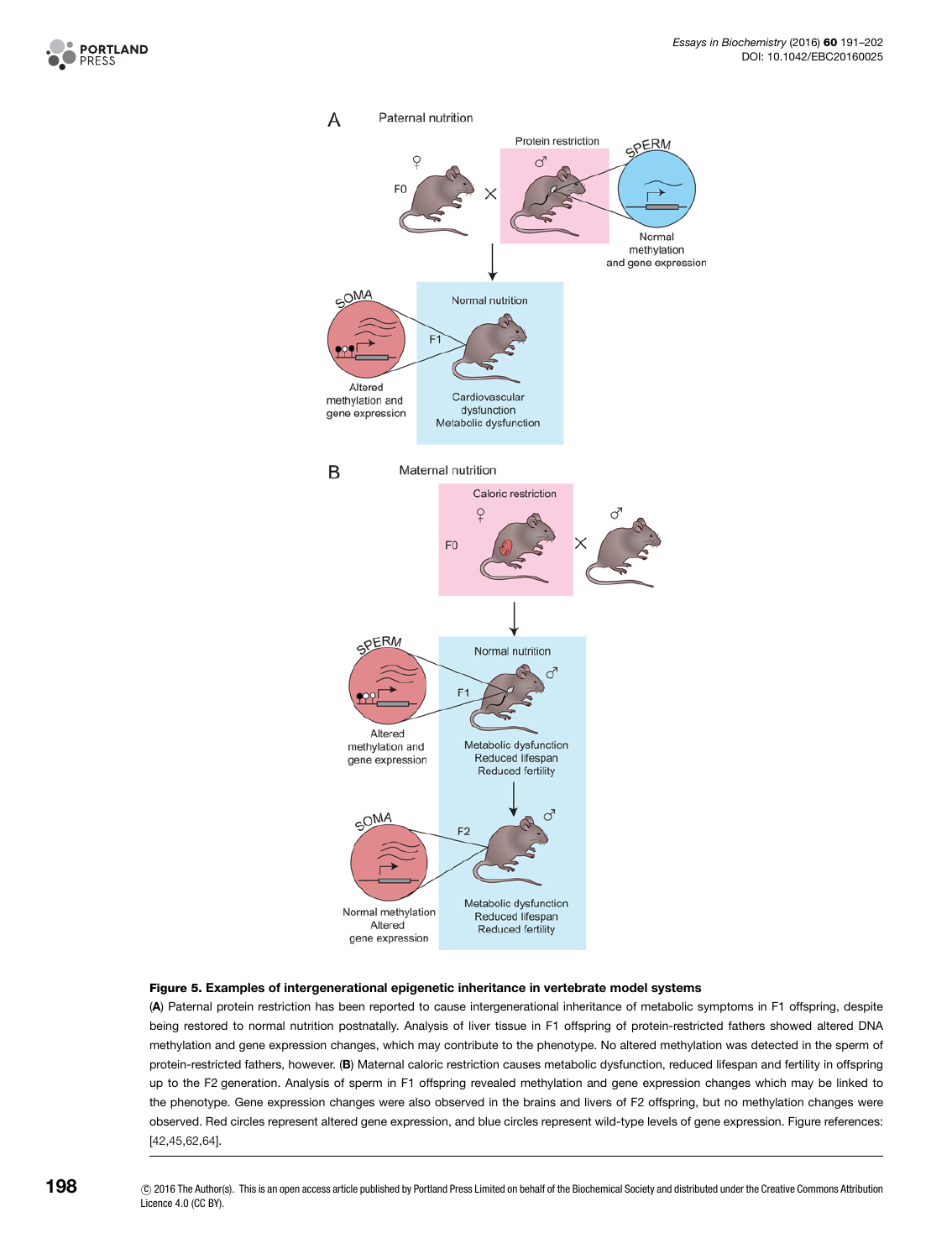**Figure 5. Examples of intergenerational epigenetic inheritance in vertebrate model systems**

(**A**) Paternal protein restriction has been reported to cause intergenerational inheritance of metabolic symptoms in F1 offspring, despite being restored to normal nutrition postnatally. Analysis of liver tissue in F1 offspring of protein-restricted fathers showed altered DNA methylation and gene expression changes, which may contribute to the phenotype. No altered methylation was detected in the sperm of protein-restricted fathers, however. (**B**) Maternal caloric restriction causes metabolic dysfunction, reduced lifespan and fertility in offspring up to the F2 generation. Analysis of sperm in F1 offspring revealed methylation and gene expression changes which may be linked to the phenotype. Gene expression changes were also observed in the brains and livers of F2 offspring, but no methylation changes were observed. Red circles represent altered gene expression, and blue circles represent wild-type levels of gene expression. Figure references: [42,45,62,64].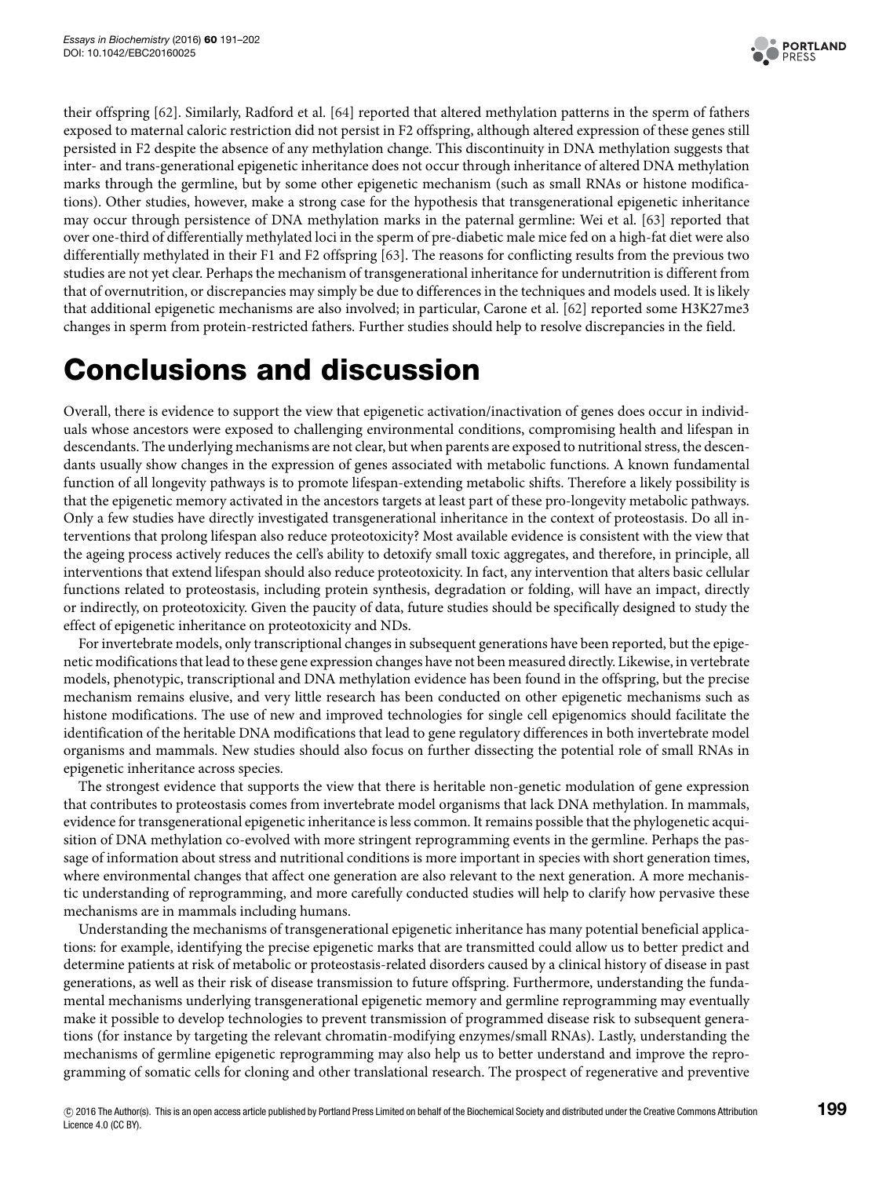their offspring [62]. Similarly, Radford et al. [64] reported that altered methylation patterns in the sperm of fathers exposed to maternal caloric restriction did not persist in F2 offspring, although altered expression of these genes still persisted in F2 despite the absence of any methylation change. This discontinuity in DNA methylation suggests that inter- and trans-generational epigenetic inheritance does not occur through inheritance of altered DNA methylation marks through the germline, but by some other epigenetic mechanism (such as small RNAs or histone modifications). Other studies, however, make a strong case for the hypothesis that transgenerational epigenetic inheritance may occur through persistence of DNA methylation marks in the paternal germline: Wei et al. [63] reported that over one-third of differentially methylated loci in the sperm of pre-diabetic male mice fed on a high-fat diet were also differentially methylated in their F1 and F2 offspring [63]. The reasons for conflicting results from the previous two studies are not yet clear. Perhaps the mechanism of transgenerational inheritance for undernutrition is different from that of overnutrition, or discrepancies may simply be due to differences in the techniques and models used. It is likely that additional epigenetic mechanisms are also involved; in particular, Carone et al. [62] reported some H3K27me3 changes in sperm from protein-restricted fathers. Further studies should help to resolve discrepancies in the field.

# Conclusions and discussion

Overall, there is evidence to support the view that epigenetic activation/inactivation of genes does occur in individuals whose ancestors were exposed to challenging environmental conditions, compromising health and lifespan in descendants. The underlying mechanisms are not clear, but when parents are exposed to nutritional stress, the descendants usually show changes in the expression of genes associated with metabolic functions. A known fundamental function of all longevity pathways is to promote lifespan-extending metabolic shifts. Therefore a likely possibility is that the epigenetic memory activated in the ancestors targets at least part of these pro-longevity metabolic pathways. Only a few studies have directly investigated transgenerational inheritance in the context of proteostasis. Do all interventions that prolong lifespan also reduce proteotoxicity? Most available evidence is consistent with the view that the ageing process actively reduces the cell's ability to detoxify small toxic aggregates, and therefore, in principle, all interventions that extend lifespan should also reduce proteotoxicity. In fact, any intervention that alters basic cellular functions related to proteostasis, including protein synthesis, degradation or folding, will have an impact, directly or indirectly, on proteotoxicity. Given the paucity of data, future studies should be specifically designed to study the effect of epigenetic inheritance on proteotoxicity and NDs.

For invertebrate models, only transcriptional changes in subsequent generations have been reported, but the epigenetic modifications that lead to these gene expression changes have not been measured directly. Likewise, in vertebrate models, phenotypic, transcriptional and DNA methylation evidence has been found in the offspring, but the precise mechanism remains elusive, and very little research has been conducted on other epigenetic mechanisms such as histone modifications. The use of new and improved technologies for single cell epigenomics should facilitate the identification of the heritable DNA modifications that lead to gene regulatory differences in both invertebrate model organisms and mammals. New studies should also focus on further dissecting the potential role of small RNAs in epigenetic inheritance across species.

The strongest evidence that supports the view that there is heritable non-genetic modulation of gene expression that contributes to proteostasis comes from invertebrate model organisms that lack DNA methylation. In mammals, evidence for transgenerational epigenetic inheritance is less common. It remains possible that the phylogenetic acquisition of DNA methylation co-evolved with more stringent reprogramming events in the germline. Perhaps the passage of information about stress and nutritional conditions is more important in species with short generation times, where environmental changes that affect one generation are also relevant to the next generation. A more mechanistic understanding of reprogramming, and more carefully conducted studies will help to clarify how pervasive these mechanisms are in mammals including humans.

Understanding the mechanisms of transgenerational epigenetic inheritance has many potential beneficial applications: for example, identifying the precise epigenetic marks that are transmitted could allow us to better predict and determine patients at risk of metabolic or proteostasis-related disorders caused by a clinical history of disease in past generations, as well as their risk of disease transmission to future offspring. Furthermore, understanding the fundamental mechanisms underlying transgenerational epigenetic memory and germline reprogramming may eventually make it possible to develop technologies to prevent transmission of programmed disease risk to subsequent generations (for instance by targeting the relevant chromatin-modifying enzymes/small RNAs). Lastly, understanding the mechanisms of germline epigenetic reprogramming may also help us to better understand and improve the reprogramming of somatic cells for cloning and other translational research. The prospect of regenerative and preventive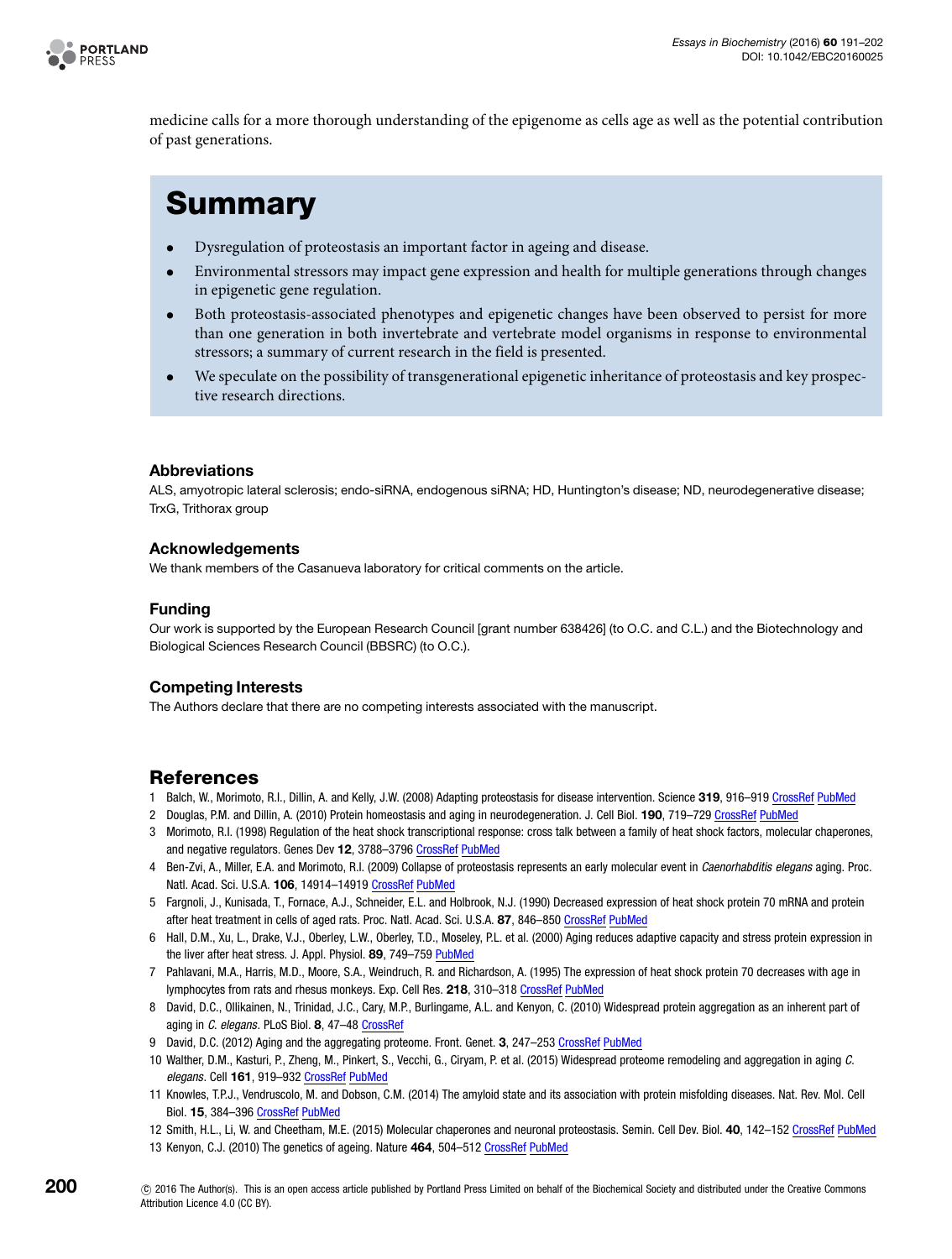medicine calls for a more thorough understanding of the epigenome as cells age as well as the potential contribution of past generations.

# Summary

- Dysregulation of proteostasis an important factor in ageing and disease.
- Environmental stressors may impact gene expression and health for multiple generations through changes in epigenetic gene regulation.
- Both proteostasis-associated phenotypes and epigenetic changes have been observed to persist for more than one generation in both invertebrate and vertebrate model organisms in response to environmental stressors; a summary of current research in the field is presented.
- We speculate on the possibility of transgenerational epigenetic inheritance of proteostasis and key prospective research directions.

### Abbreviations

ALS, amyotropic lateral sclerosis; endo-siRNA, endogenous siRNA; HD, Huntington's disease; ND, neurodegenerative disease; TrxG, Trithorax group

### Acknowledgements

We thank members of the Casanueva laboratory for critical comments on the article.

### Funding

Our work is supported by the European Research Council [grant number 638426] (to O.C. and C.L.) and the Biotechnology and Biological Sciences Research Council (BBSRC) (to O.C.).

### Competing Interests

The Authors declare that there are no competing interests associated with the manuscript.

## References

1 Balch, W., Morimoto, R.I., Dillin, A. and Kelly, J.W. (2008) Adapting proteostasis for disease intervention. Science **319**, 916–919 CrossRef PubMed
2 Douglas, P.M. and Dillin, A. (2010) Protein homeostasis and aging in neurodegeneration. J. Cell Biol. **190**, 719–729 CrossRef PubMed
3 Morimoto, R.I. (1998) Regulation of the heat shock transcriptional response: cross talk between a family of heat shock factors, molecular chaperones, and negative regulators. Genes Dev **12**, 3788–3796 CrossRef PubMed
4 Ben-Zvi, A., Miller, E.A. and Morimoto, R.I. (2009) Collapse of proteostasis represents an early molecular event in *Caenorhabditis elegans* aging. Proc. Natl. Acad. Sci. U.S.A. **106**, 14914–14919 CrossRef PubMed
5 Fargnoli, J., Kunisada, T., Fornace, A.J., Schneider, E.L. and Holbrook, N.J. (1990) Decreased expression of heat shock protein 70 mRNA and protein after heat treatment in cells of aged rats. Proc. Natl. Acad. Sci. U.S.A. **87**, 846–850 CrossRef PubMed
6 Hall, D.M., Xu, L., Drake, V.J., Oberley, L.W., Oberley, T.D., Moseley, P.L. et al. (2000) Aging reduces adaptive capacity and stress protein expression in the liver after heat stress. J. Appl. Physiol. **89**, 749–759 PubMed
7 Pahlavani, M.A., Harris, M.D., Moore, S.A., Weindruch, R. and Richardson, A. (1995) The expression of heat shock protein 70 decreases with age in lymphocytes from rats and rhesus monkeys. Exp. Cell Res. **218**, 310–318 CrossRef PubMed
8 David, D.C., Ollikainen, N., Trinidad, J.C., Cary, M.P., Burlingame, A.L. and Kenyon, C. (2010) Widespread protein aggregation as an inherent part of aging in *C. elegans*. PLoS Biol. **8**, 47–48 CrossRef
9 David, D.C. (2012) Aging and the aggregating proteome. Front. Genet. **3**, 247–253 CrossRef PubMed
10 Walther, D.M., Kasturi, P., Zheng, M., Pinkert, S., Vecchi, G., Ciryam, P. et al. (2015) Widespread proteome remodeling and aggregation in aging *C. elegans*. Cell **161**, 919–932 CrossRef PubMed
11 Knowles, T.P.J., Vendruscolo, M. and Dobson, C.M. (2014) The amyloid state and its association with protein misfolding diseases. Nat. Rev. Mol. Cell Biol. **15**, 384–396 CrossRef PubMed
12 Smith, H.L., Li, W. and Cheetham, M.E. (2015) Molecular chaperones and neuronal proteostasis. Semin. Cell Dev. Biol. **40**, 142–152 CrossRef PubMed
13 Kenyon, C.J. (2010) The genetics of ageing. Nature **464**, 504–512 CrossRef PubMed

© 2016 The Author(s). This is an open access article published by Portland Press Limited on behalf of the Biochemical Society and distributed under the Creative Commons Attribution Licence 4.0 (CC BY).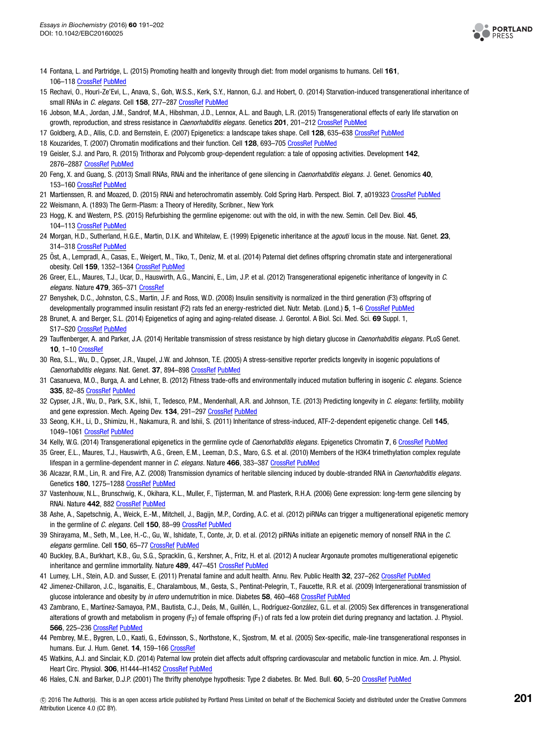14 Fontana, L. and Partridge, L. (2015) Promoting health and longevity through diet: from model organisms to humans. Cell **161**, 106–118 CrossRef PubMed

15 Rechavi, O., Houri-Ze'Evi, L., Anava, S., Goh, W.S.S., Kerk, S.Y., Hannon, G.J. and Hobert, O. (2014) Starvation-induced transgenerational inheritance of small RNAs in *C. elegans*. Cell **158**, 277–287 CrossRef PubMed

16 Jobson, M.A., Jordan, J.M., Sandrof, M.A., Hibshman, J.D., Lennox, A.L. and Baugh, L.R. (2015) Transgenerational effects of early life starvation on growth, reproduction, and stress resistance in *Caenorhabditis elegans*. Genetics **201**, 201–212 CrossRef PubMed

17 Goldberg, A.D., Allis, C.D. and Bernstein, E. (2007) Epigenetics: a landscape takes shape. Cell **128**, 635–638 CrossRef PubMed

18 Kouzarides, T. (2007) Chromatin modifications and their function. Cell **128**, 693–705 CrossRef PubMed

19 Geisler, S.J. and Paro, R. (2015) Trithorax and Polycomb group-dependent regulation: a tale of opposing activities. Development **142**, 2876–2887 CrossRef PubMed

20 Feng, X. and Guang, S. (2013) Small RNAs, RNAi and the inheritance of gene silencing in *Caenorhabditis elegans*. J. Genet. Genomics **40**, 153–160 CrossRef PubMed

21 Martienssen, R. and Moazed, D. (2015) RNAi and heterochromatin assembly. Cold Spring Harb. Perspect. Biol. **7**, a019323 CrossRef PubMed

22 Weismann, A. (1893) The Germ-Plasm: a Theory of Heredity, Scribner., New York

23 Hogg, K. and Western, P.S. (2015) Refurbishing the germline epigenome: out with the old, in with the new. Semin. Cell Dev. Biol. **45**, 104–113 CrossRef PubMed

24 Morgan, H.D., Sutherland, H.G.E., Martin, D.I.K. and Whitelaw, E. (1999) Epigenetic inheritance at the *agouti* locus in the mouse. Nat. Genet. **23**, 314–318 CrossRef PubMed

25 Öst, A., Lempradl, A., Casas, E., Weigert, M., Tiko, T., Deniz, M. et al. (2014) Paternal diet defines offspring chromatin state and intergenerational obesity. Cell **159**, 1352–1364 CrossRef PubMed

26 Greer, E.L., Maures, T.J., Ucar, D., Hauswirth, A.G., Mancini, E., Lim, J.P. et al. (2012) Transgenerational epigenetic inheritance of longevity in *C. elegans*. Nature **479**, 365–371 CrossRef

27 Benyshek, D.C., Johnston, C.S., Martin, J.F. and Ross, W.D. (2008) Insulin sensitivity is normalized in the third generation (F3) offspring of developmentally programmed insulin resistant (F2) rats fed an energy-restricted diet. Nutr. Metab. (Lond.) **5**, 1–6 CrossRef PubMed

28 Brunet, A. and Berger, S.L. (2014) Epigenetics of aging and aging-related disease. J. Gerontol. A Biol. Sci. Med. Sci. **69** Suppl. 1, S17–S20 CrossRef PubMed

29 Tauffenberger, A. and Parker, J.A. (2014) Heritable transmission of stress resistance by high dietary glucose in *Caenorhabditis elegans*. PLoS Genet. **10**, 1–10 CrossRef

30 Rea, S.L., Wu, D., Cypser, J.R., Vaupel, J.W. and Johnson, T.E. (2005) A stress-sensitive reporter predicts longevity in isogenic populations of *Caenorhabditis elegans*. Nat. Genet. **37**, 894–898 CrossRef PubMed

31 Casanueva, M.O., Burga, A. and Lehner, B. (2012) Fitness trade-offs and environmentally induced mutation buffering in isogenic *C. elegans*. Science **335**, 82–85 CrossRef PubMed

32 Cypser, J.R., Wu, D., Park, S.K., Ishii, T., Tedesco, P.M., Mendenhall, A.R. and Johnson, T.E. (2013) Predicting longevity in *C. elegans*: fertility, mobility and gene expression. Mech. Ageing Dev. **134**, 291–297 CrossRef PubMed

33 Seong, K.H., Li, D., Shimizu, H., Nakamura, R. and Ishii, S. (2011) Inheritance of stress-induced, ATF-2-dependent epigenetic change. Cell **145**, 1049–1061 CrossRef PubMed

34 Kelly, W.G. (2014) Transgenerational epigenetics in the germline cycle of *Caenorhabditis elegans*. Epigenetics Chromatin **7**, 6 CrossRef PubMed

35 Greer, E.L., Maures, T.J., Hauswirth, A.G., Green, E.M., Leeman, D.S., Maro, G.S. et al. (2010) Members of the H3K4 trimethylation complex regulate lifespan in a germline-dependent manner in *C. elegans*. Nature **466**, 383–387 CrossRef PubMed

36 Alcazar, R.M., Lin, R. and Fire, A.Z. (2008) Transmission dynamics of heritable silencing induced by double-stranded RNA in *Caenorhabditis elegans*. Genetics **180**, 1275–1288 CrossRef PubMed

37 Vastenhouw, N.L., Brunschwig, K., Okihara, K.L., Muller, F., Tijsterman, M. and Plasterk, R.H.A. (2006) Gene expression: long-term gene silencing by RNAi. Nature **442**, 882 CrossRef PubMed

38 Ashe, A., Sapetschnig, A., Weick, E.-M., Mitchell, J., Bagijn, M.P., Cording, A.C. et al. (2012) piRNAs can trigger a multigenerational epigenetic memory in the germline of *C. elegans*. Cell **150**, 88–99 CrossRef PubMed

39 Shirayama, M., Seth, M., Lee, H.-C., Gu, W., Ishidate, T., Conte, Jr, D. et al. (2012) piRNAs initiate an epigenetic memory of nonself RNA in the *C. elegans* germline. Cell **150**, 65–77 CrossRef PubMed

40 Buckley, B.A., Burkhart, K.B., Gu, S.G., Spracklin, G., Kershner, A., Fritz, H. et al. (2012) A nuclear Argonaute promotes multigenerational epigenetic inheritance and germline immortality. Nature **489**, 447–451 CrossRef PubMed

41 Lumey, L.H., Stein, A.D. and Susser, E. (2011) Prenatal famine and adult health. Annu. Rev. Public Health **32**, 237–262 CrossRef PubMed

42 Jimenez-Chillaron, J.C., Isganaitis, E., Charalambous, M., Gesta, S., Pentinat-Pelegrin, T., Faucette, R.R. et al. (2009) Intergenerational transmission of glucose intolerance and obesity by *in utero* undernutrition in mice. Diabetes **58**, 460–468 CrossRef PubMed

43 Zambrano, E., Martínez-Samayoa, P.M., Bautista, C.J., Deás, M., Guillén, L., Rodríguez-González, G.L. et al. (2005) Sex differences in transgenerational alterations of growth and metabolism in progeny ($F_2$) of female offspring ($F_1$) of rats fed a low protein diet during pregnancy and lactation. J. Physiol. **566**, 225–236 CrossRef PubMed

44 Pembrey, M.E., Bygren, L.O., Kaati, G., Edvinsson, S., Northstone, K., Sjostrom, M. et al. (2005) Sex-specific, male-line transgenerational responses in humans. Eur. J. Hum. Genet. **14**, 159–166 CrossRef

45 Watkins, A.J. and Sinclair, K.D. (2014) Paternal low protein diet affects adult offspring cardiovascular and metabolic function in mice. Am. J. Physiol. Heart Circ. Physiol. **306**, H1444–H1452 CrossRef PubMed

46 Hales, C.N. and Barker, D.J.P. (2001) The thrifty phenotype hypothesis: Type 2 diabetes. Br. Med. Bull. **60**, 5–20 CrossRef PubMed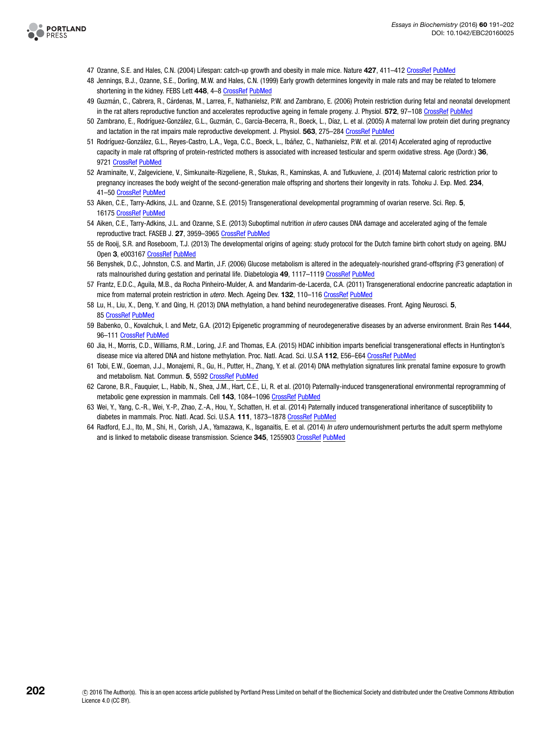47 Ozanne, S.E. and Hales, C.N. (2004) Lifespan: catch-up growth and obesity in male mice. Nature **427**, 411–412 CrossRef PubMed

48 Jennings, B.J., Ozanne, S.E., Dorling, M.W. and Hales, C.N. (1999) Early growth determines longevity in male rats and may be related to telomere shortening in the kidney. FEBS Lett **448**, 4–8 CrossRef PubMed

49 Guzmán, C., Cabrera, R., Cárdenas, M., Larrea, F., Nathanielsz, P.W. and Zambrano, E. (2006) Protein restriction during fetal and neonatal development in the rat alters reproductive function and accelerates reproductive ageing in female progeny. J. Physiol. **572**, 97–108 CrossRef PubMed

50 Zambrano, E., Rodríguez-González, G.L., Guzmán, C., García-Becerra, R., Boeck, L., Díaz, L. et al. (2005) A maternal low protein diet during pregnancy and lactation in the rat impairs male reproductive development. J. Physiol. **563**, 275–284 CrossRef PubMed

51 Rodríguez-González, G.L., Reyes-Castro, L.A., Vega, C.C., Boeck, L., Ibáñez, C., Nathanielsz, P.W. et al. (2014) Accelerated aging of reproductive capacity in male rat offspring of protein-restricted mothers is associated with increased testicular and sperm oxidative stress. Age (Dordr.) **36**, 9721 CrossRef PubMed

52 Araminaite, V., Zalgeviciene, V., Simkunaite-Rizgeliene, R., Stukas, R., Kaminskas, A. and Tutkuviene, J. (2014) Maternal caloric restriction prior to pregnancy increases the body weight of the second-generation male offspring and shortens their longevity in rats. Tohoku J. Exp. Med. **234**, 41–50 CrossRef PubMed

53 Aiken, C.E., Tarry-Adkins, J.L. and Ozanne, S.E. (2015) Transgenerational developmental programming of ovarian reserve. Sci. Rep. **5**, 16175 CrossRef PubMed

54 Aiken, C.E., Tarry-Adkins, J.L. and Ozanne, S.E. (2013) Suboptimal nutrition *in utero* causes DNA damage and accelerated aging of the female reproductive tract. FASEB J. **27**, 3959–3965 CrossRef PubMed

55 de Rooij, S.R. and Roseboom, T.J. (2013) The developmental origins of ageing: study protocol for the Dutch famine birth cohort study on ageing. BMJ Open **3**, e003167 CrossRef PubMed

56 Benyshek, D.C., Johnston, C.S. and Martin, J.F. (2006) Glucose metabolism is altered in the adequately-nourished grand-offspring (F3 generation) of rats malnourished during gestation and perinatal life. Diabetologia **49**, 1117–1119 CrossRef PubMed

57 Frantz, E.D.C., Aguila, M.B., da Rocha Pinheiro-Mulder, A. and Mandarim-de-Lacerda, C.A. (2011) Transgenerational endocrine pancreatic adaptation in mice from maternal protein restriction in *utero*. Mech. Ageing Dev. **132**, 110–116 CrossRef PubMed

58 Lu, H., Liu, X., Deng, Y. and Qing, H. (2013) DNA methylation, a hand behind neurodegenerative diseases. Front. Aging Neurosci. **5**, 85 CrossRef PubMed

59 Babenko, O., Kovalchuk, I. and Metz, G.A. (2012) Epigenetic programming of neurodegenerative diseases by an adverse environment. Brain Res **1444**, 96–111 CrossRef PubMed

60 Jia, H., Morris, C.D., Williams, R.M., Loring, J.F. and Thomas, E.A. (2015) HDAC inhibition imparts beneficial transgenerational effects in Huntington's disease mice via altered DNA and histone methylation. Proc. Natl. Acad. Sci. U.S.A **112**, E56–E64 CrossRef PubMed

61 Tobi, E.W., Goeman, J.J., Monajemi, R., Gu, H., Putter, H., Zhang, Y. et al. (2014) DNA methylation signatures link prenatal famine exposure to growth and metabolism. Nat. Commun. **5**, 5592 CrossRef PubMed

62 Carone, B.R., Fauquier, L., Habib, N., Shea, J.M., Hart, C.E., Li, R. et al. (2010) Paternally-induced transgenerational environmental reprogramming of metabolic gene expression in mammals. Cell **143**, 1084–1096 CrossRef PubMed

63 Wei, Y., Yang, C.-R., Wei, Y.-P., Zhao, Z.-A., Hou, Y., Schatten, H. et al. (2014) Paternally induced transgenerational inheritance of susceptibility to diabetes in mammals. Proc. Natl. Acad. Sci. U.S.A. **111**, 1873–1878 CrossRef PubMed

64 Radford, E.J., Ito, M., Shi, H., Corish, J.A., Yamazawa, K., Isganaitis, E. et al. (2014) *In utero* undernourishment perturbs the adult sperm methylome and is linked to metabolic disease transmission. Science **345**, 1255903 CrossRef PubMed

© 2016 The Author(s). This is an open access article published by Portland Press Limited on behalf of the Biochemical Society and distributed under the Creative Commons Attribution Licence 4.0 (CC BY).